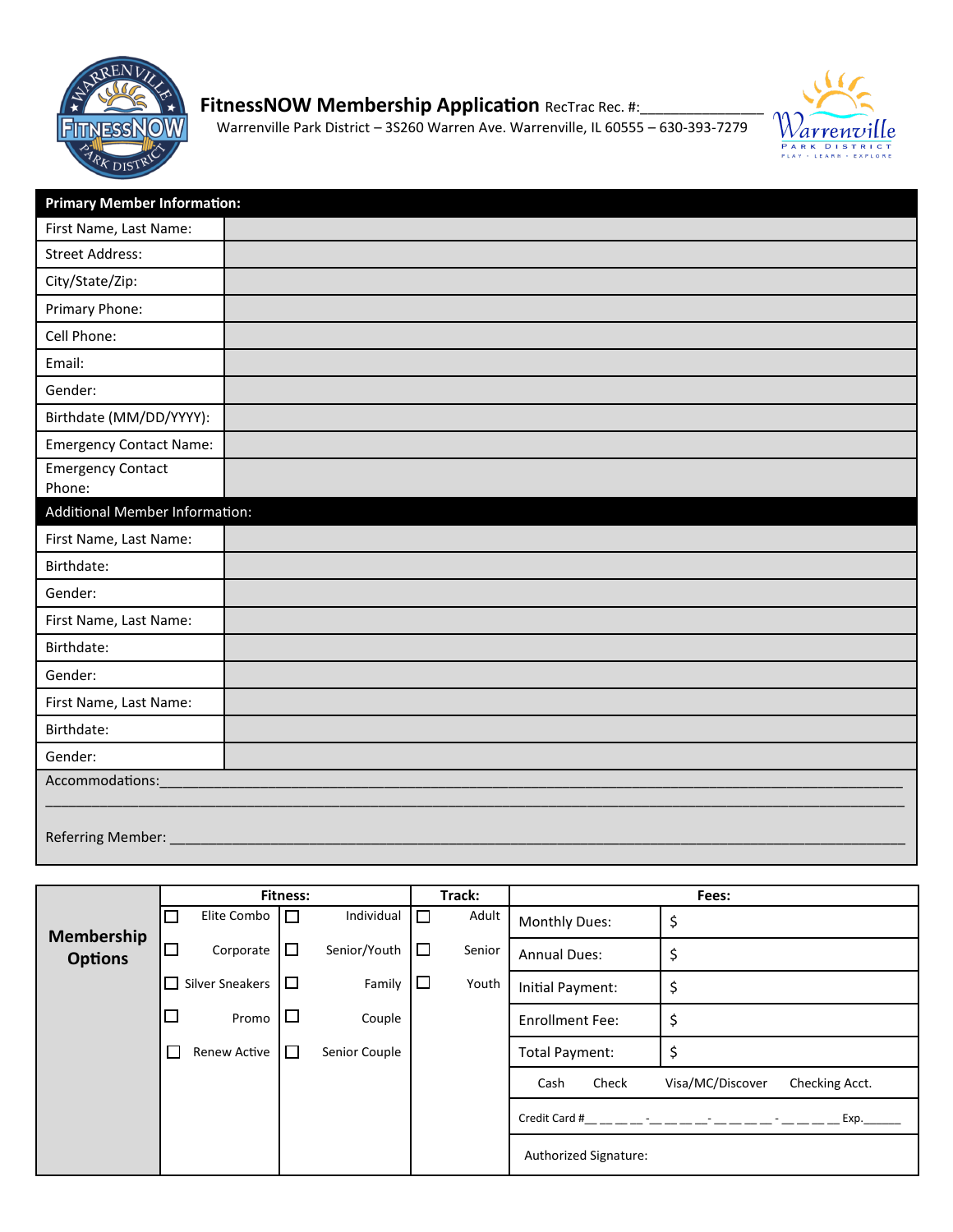# FitnessNOW Membership Application

RecTrac Rec. #:_______________

Warrenville Park District – 3S260 Warren Ave. Warrenville, IL 60555 – 630-393-7279

| **Primary Member Information:** | |
|---|---|
| First Name, Last Name: | |
| Street Address: | |
| City/State/Zip: | |
| Primary Phone: | |
| Cell Phone: | |
| Email: | |
| Gender: | |
| Birthdate (MM/DD/YYYY): | |
| Emergency Contact Name: | |
| Emergency Contact Phone: | |

| **Additional Member Information:** | |
|---|---|
| First Name, Last Name: | |
| Birthdate: | |
| Gender: | |
| First Name, Last Name: | |
| Birthdate: | |
| Gender: | |
| First Name, Last Name: | |
| Birthdate: | |
| Gender: | |

Accommodations:_______________________________________________________________________________

______________________________________________________________________________________________

Referring Member: ______________________________________________________________________________

| Membership Options | Fitness: | | Track: | Fees: | |
|---|---|---|---|---|---|
| | ☐ Elite Combo | ☐ Individual | ☐ Adult | Monthly Dues: | $ |
| | ☐ Corporate | ☐ Senior/Youth | ☐ Senior | Annual Dues: | $ |
| | ☐ Silver Sneakers | ☐ Family | ☐ Youth | Initial Payment: | $ |
| | ☐ Promo | ☐ Couple | | Enrollment Fee: | $ |
| | ☐ Renew Active | ☐ Senior Couple | | Total Payment: | $ |
| | | | | Cash Check Visa/MC/Discover Checking Acct. | |
| | | | | Credit Card #__ __ __ __ -__ __ __ __- __ __ __ __ - __ __ __ __ Exp.______ | |
| | | | | Authorized Signature: | |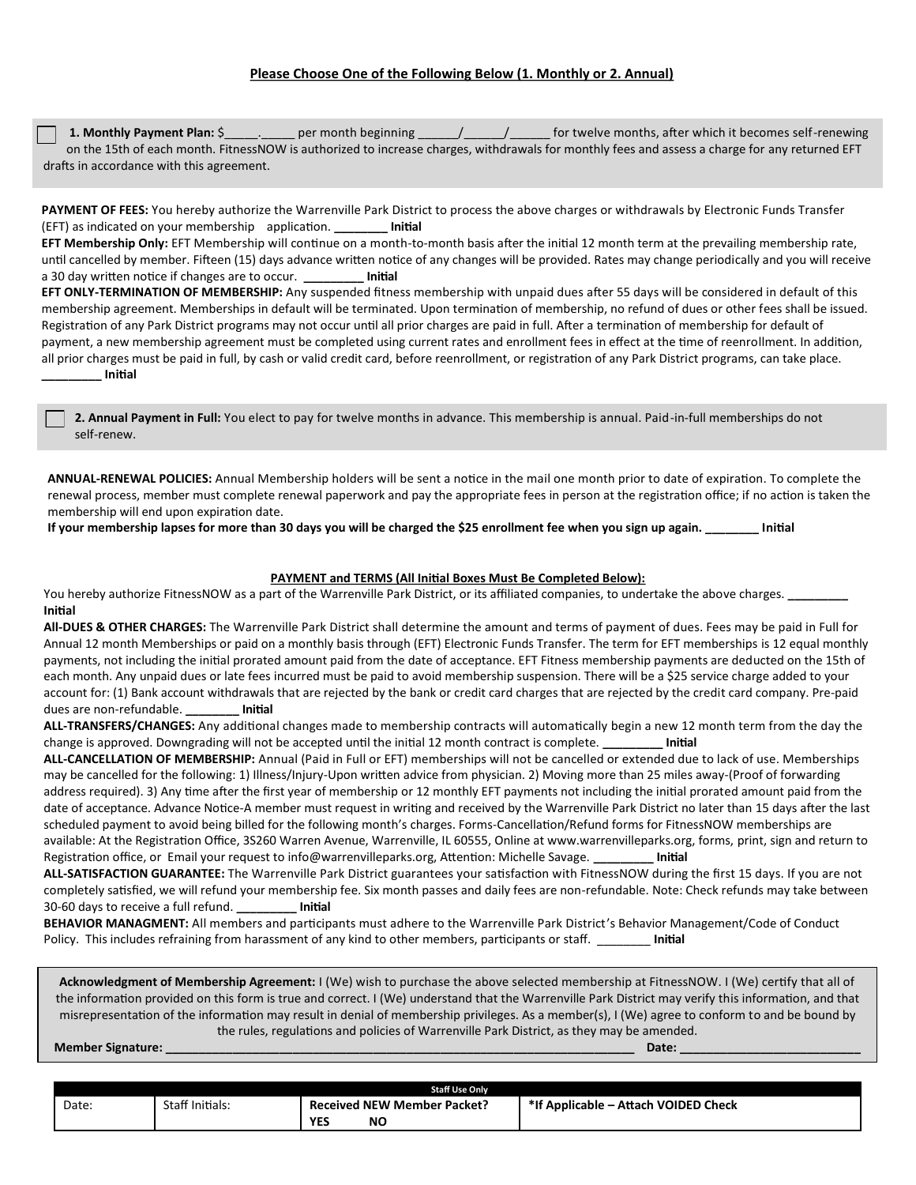**Please Choose One of the Following Below (1. Monthly or 2. Annual)**

☐ **1. Monthly Payment Plan:** $_____._____ per month beginning ______/______/______ for twelve months, after which it becomes self-renewing on the 15th of each month. FitnessNOW is authorized to increase charges, withdrawals for monthly fees and assess a charge for any returned EFT drafts in accordance with this agreement.

**PAYMENT OF FEES:** You hereby authorize the Warrenville Park District to process the above charges or withdrawals by Electronic Funds Transfer (EFT) as indicated on your membership application. **________ Initial**

**EFT Membership Only:** EFT Membership will continue on a month-to-month basis after the initial 12 month term at the prevailing membership rate, until cancelled by member. Fifteen (15) days advance written notice of any changes will be provided. Rates may change periodically and you will receive a 30 day written notice if changes are to occur. **_________ Initial**

**EFT ONLY-TERMINATION OF MEMBERSHIP:** Any suspended fitness membership with unpaid dues after 55 days will be considered in default of this membership agreement. Memberships in default will be terminated. Upon termination of membership, no refund of dues or other fees shall be issued. Registration of any Park District programs may not occur until all prior charges are paid in full. After a termination of membership for default of payment, a new membership agreement must be completed using current rates and enrollment fees in effect at the time of reenrollment. In addition, all prior charges must be paid in full, by cash or valid credit card, before reenrollment, or registration of any Park District programs, can take place. **_________ Initial**

☐ **2. Annual Payment in Full:** You elect to pay for twelve months in advance. This membership is annual. Paid-in-full memberships do not self-renew.

**ANNUAL-RENEWAL POLICIES:** Annual Membership holders will be sent a notice in the mail one month prior to date of expiration. To complete the renewal process, member must complete renewal paperwork and pay the appropriate fees in person at the registration office; if no action is taken the membership will end upon expiration date.

**If your membership lapses for more than 30 days you will be charged the $25 enrollment fee when you sign up again. ________ Initial**

**PAYMENT and TERMS (All Initial Boxes Must Be Completed Below):**

You hereby authorize FitnessNOW as a part of the Warrenville Park District, or its affiliated companies, to undertake the above charges. **_________ Initial**

**All-DUES & OTHER CHARGES:** The Warrenville Park District shall determine the amount and terms of payment of dues. Fees may be paid in Full for Annual 12 month Memberships or paid on a monthly basis through (EFT) Electronic Funds Transfer. The term for EFT memberships is 12 equal monthly payments, not including the initial prorated amount paid from the date of acceptance. EFT Fitness membership payments are deducted on the 15th of each month. Any unpaid dues or late fees incurred must be paid to avoid membership suspension. There will be a $25 service charge added to your account for: (1) Bank account withdrawals that are rejected by the bank or credit card charges that are rejected by the credit card company. Pre-paid dues are non-refundable. **________ Initial**

**ALL-TRANSFERS/CHANGES:** Any additional changes made to membership contracts will automatically begin a new 12 month term from the day the change is approved. Downgrading will not be accepted until the initial 12 month contract is complete. **_________ Initial**

**ALL-CANCELLATION OF MEMBERSHIP:** Annual (Paid in Full or EFT) memberships will not be cancelled or extended due to lack of use. Memberships may be cancelled for the following: 1) Illness/Injury-Upon written advice from physician. 2) Moving more than 25 miles away-(Proof of forwarding address required). 3) Any time after the first year of membership or 12 monthly EFT payments not including the initial prorated amount paid from the date of acceptance. Advance Notice-A member must request in writing and received by the Warrenville Park District no later than 15 days after the last scheduled payment to avoid being billed for the following month's charges. Forms-Cancellation/Refund forms for FitnessNOW memberships are available: At the Registration Office, 3S260 Warren Avenue, Warrenville, IL 60555, Online at www.warrenvilleparks.org, forms, print, sign and return to Registration office, or Email your request to info@warrenvilleparks.org, Attention: Michelle Savage. **_________ Initial**

**ALL-SATISFACTION GUARANTEE:** The Warrenville Park District guarantees your satisfaction with FitnessNOW during the first 15 days. If you are not completely satisfied, we will refund your membership fee. Six month passes and daily fees are non-refundable. Note: Check refunds may take between 30-60 days to receive a full refund. **_________ Initial**

**BEHAVIOR MANAGMENT:** All members and participants must adhere to the Warrenville Park District's Behavior Management/Code of Conduct Policy. This includes refraining from harassment of any kind to other members, participants or staff. ________ **Initial**

**Acknowledgment of Membership Agreement:** I (We) wish to purchase the above selected membership at FitnessNOW. I (We) certify that all of the information provided on this form is true and correct. I (We) understand that the Warrenville Park District may verify this information, and that misrepresentation of the information may result in denial of membership privileges. As a member(s), I (We) agree to conform to and be bound by the rules, regulations and policies of Warrenville Park District, as they may be amended.

**Member Signature:** ______________________________________________________________________ **Date:** ___________________________

| Staff Use Only | | | |
|---|---|---|---|
| Date: | Staff Initials: | **Received NEW Member Packet?** **YES NO** | **\*If Applicable – Attach VOIDED Check** |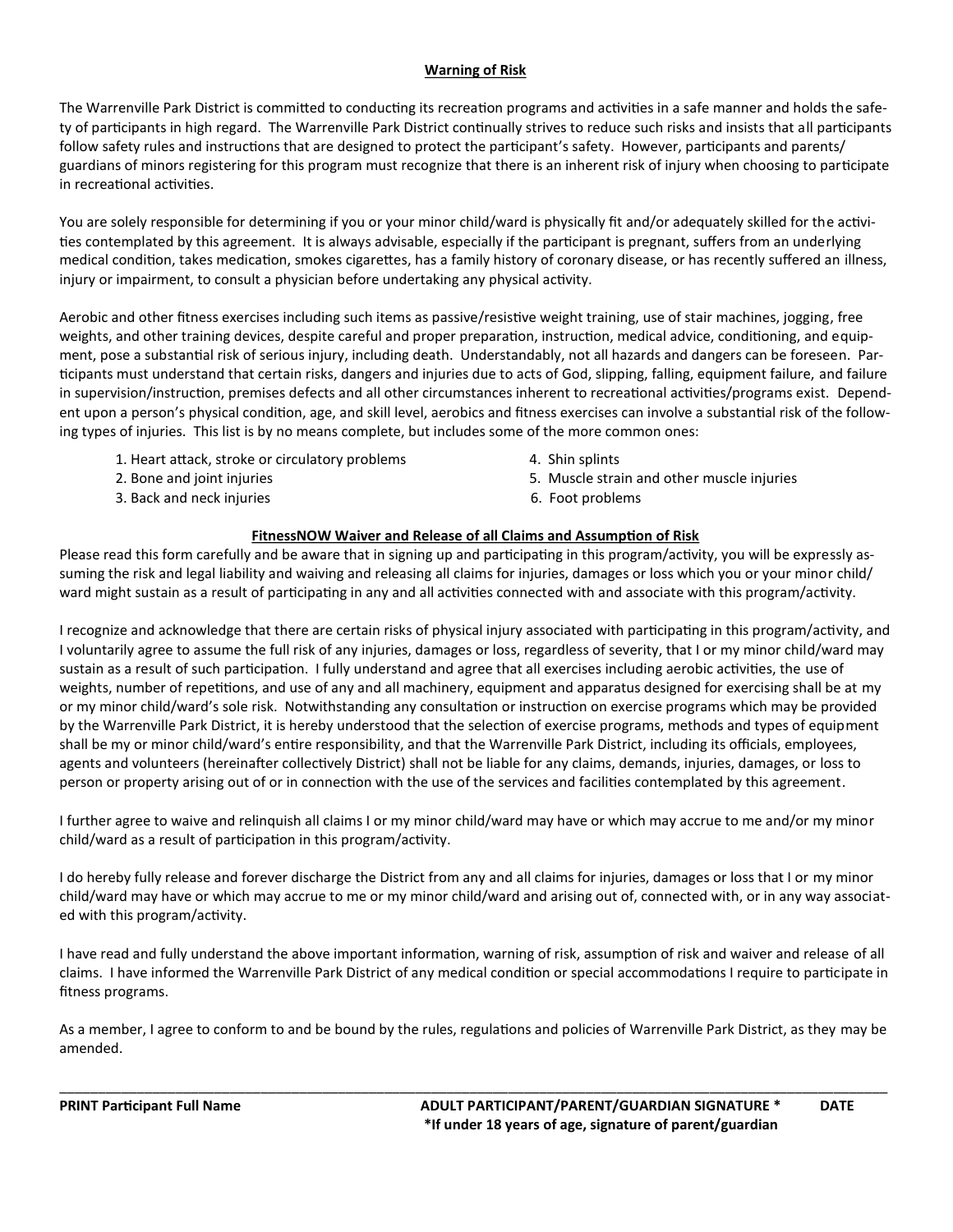## Warning of Risk

The Warrenville Park District is committed to conducting its recreation programs and activities in a safe manner and holds the safety of participants in high regard. The Warrenville Park District continually strives to reduce such risks and insists that all participants follow safety rules and instructions that are designed to protect the participant's safety. However, participants and parents/guardians of minors registering for this program must recognize that there is an inherent risk of injury when choosing to participate in recreational activities.

You are solely responsible for determining if you or your minor child/ward is physically fit and/or adequately skilled for the activities contemplated by this agreement. It is always advisable, especially if the participant is pregnant, suffers from an underlying medical condition, takes medication, smokes cigarettes, has a family history of coronary disease, or has recently suffered an illness, injury or impairment, to consult a physician before undertaking any physical activity.

Aerobic and other fitness exercises including such items as passive/resistive weight training, use of stair machines, jogging, free weights, and other training devices, despite careful and proper preparation, instruction, medical advice, conditioning, and equipment, pose a substantial risk of serious injury, including death. Understandably, not all hazards and dangers can be foreseen. Participants must understand that certain risks, dangers and injuries due to acts of God, slipping, falling, equipment failure, and failure in supervision/instruction, premises defects and all other circumstances inherent to recreational activities/programs exist. Dependent upon a person's physical condition, age, and skill level, aerobics and fitness exercises can involve a substantial risk of the following types of injuries. This list is by no means complete, but includes some of the more common ones:

1. Heart attack, stroke or circulatory problems
2. Bone and joint injuries
3. Back and neck injuries
4. Shin splints
5. Muscle strain and other muscle injuries
6. Foot problems

## FitnessNOW Waiver and Release of all Claims and Assumption of Risk

Please read this form carefully and be aware that in signing up and participating in this program/activity, you will be expressly assuming the risk and legal liability and waiving and releasing all claims for injuries, damages or loss which you or your minor child/ward might sustain as a result of participating in any and all activities connected with and associate with this program/activity.

I recognize and acknowledge that there are certain risks of physical injury associated with participating in this program/activity, and I voluntarily agree to assume the full risk of any injuries, damages or loss, regardless of severity, that I or my minor child/ward may sustain as a result of such participation. I fully understand and agree that all exercises including aerobic activities, the use of weights, number of repetitions, and use of any and all machinery, equipment and apparatus designed for exercising shall be at my or my minor child/ward's sole risk. Notwithstanding any consultation or instruction on exercise programs which may be provided by the Warrenville Park District, it is hereby understood that the selection of exercise programs, methods and types of equipment shall be my or minor child/ward's entire responsibility, and that the Warrenville Park District, including its officials, employees, agents and volunteers (hereinafter collectively District) shall not be liable for any claims, demands, injuries, damages, or loss to person or property arising out of or in connection with the use of the services and facilities contemplated by this agreement.

I further agree to waive and relinquish all claims I or my minor child/ward may have or which may accrue to me and/or my minor child/ward as a result of participation in this program/activity.

I do hereby fully release and forever discharge the District from any and all claims for injuries, damages or loss that I or my minor child/ward may have or which may accrue to me or my minor child/ward and arising out of, connected with, or in any way associated with this program/activity.

I have read and fully understand the above important information, warning of risk, assumption of risk and waiver and release of all claims. I have informed the Warrenville Park District of any medical condition or special accommodations I require to participate in fitness programs.

As a member, I agree to conform to and be bound by the rules, regulations and policies of Warrenville Park District, as they may be amended.

_______________________________________________________________________________________________

**PRINT Participant Full Name** **ADULT PARTICIPANT/PARENT/GUARDIAN SIGNATURE *** **DATE**

***If under 18 years of age, signature of parent/guardian**